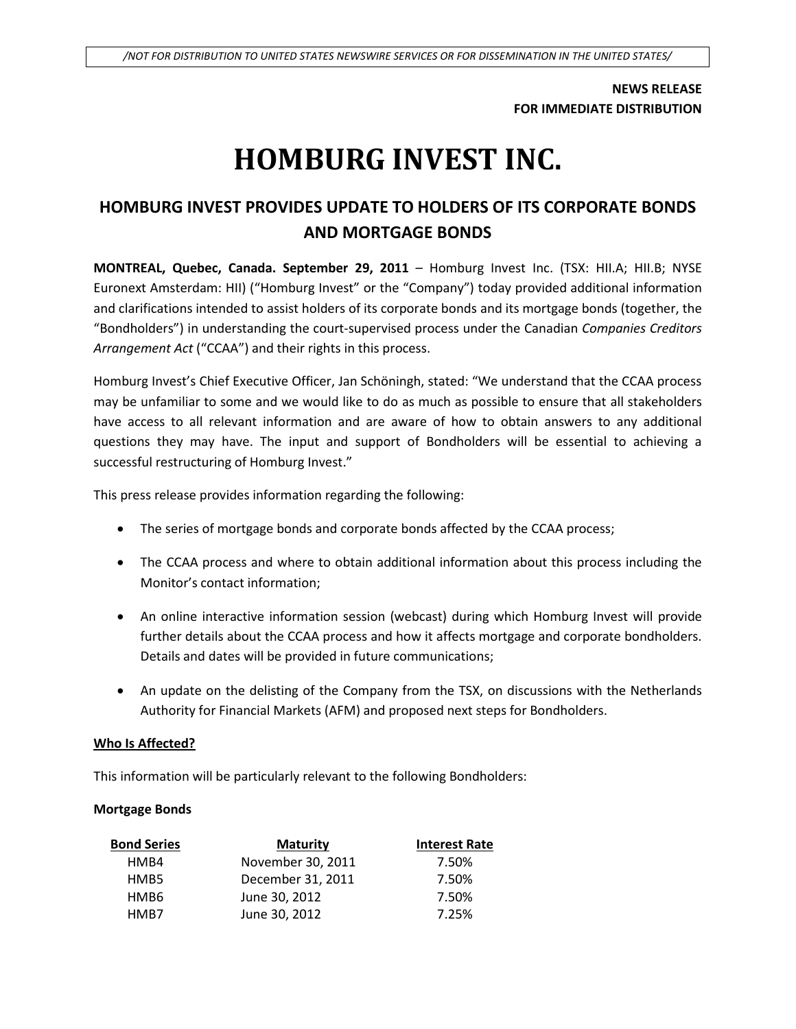/NOT FOR DISTRIBUTION TO UNITED STATES NEWSWIRE SERVICES OR FOR DISSEMINATION IN THE UNITED STATES/

**NEWS RELEASE**
**FOR IMMEDIATE DISTRIBUTION**

# HOMBURG INVEST INC.

## HOMBURG INVEST PROVIDES UPDATE TO HOLDERS OF ITS CORPORATE BONDS AND MORTGAGE BONDS

**MONTREAL, Quebec, Canada. September 29, 2011** – Homburg Invest Inc. (TSX: HII.A; HII.B; NYSE Euronext Amsterdam: HII) ("Homburg Invest" or the "Company") today provided additional information and clarifications intended to assist holders of its corporate bonds and its mortgage bonds (together, the "Bondholders") in understanding the court-supervised process under the Canadian *Companies Creditors Arrangement Act* ("CCAA") and their rights in this process.

Homburg Invest's Chief Executive Officer, Jan Schöningh, stated: "We understand that the CCAA process may be unfamiliar to some and we would like to do as much as possible to ensure that all stakeholders have access to all relevant information and are aware of how to obtain answers to any additional questions they may have. The input and support of Bondholders will be essential to achieving a successful restructuring of Homburg Invest."

This press release provides information regarding the following:

- The series of mortgage bonds and corporate bonds affected by the CCAA process;
- The CCAA process and where to obtain additional information about this process including the Monitor's contact information;
- An online interactive information session (webcast) during which Homburg Invest will provide further details about the CCAA process and how it affects mortgage and corporate bondholders. Details and dates will be provided in future communications;
- An update on the delisting of the Company from the TSX, on discussions with the Netherlands Authority for Financial Markets (AFM) and proposed next steps for Bondholders.

### Who Is Affected?

This information will be particularly relevant to the following Bondholders:

**Mortgage Bonds**

| Bond Series | Maturity | Interest Rate |
|---|---|---|
| HMB4 | November 30, 2011 | 7.50% |
| HMB5 | December 31, 2011 | 7.50% |
| HMB6 | June 30, 2012 | 7.50% |
| HMB7 | June 30, 2012 | 7.25% |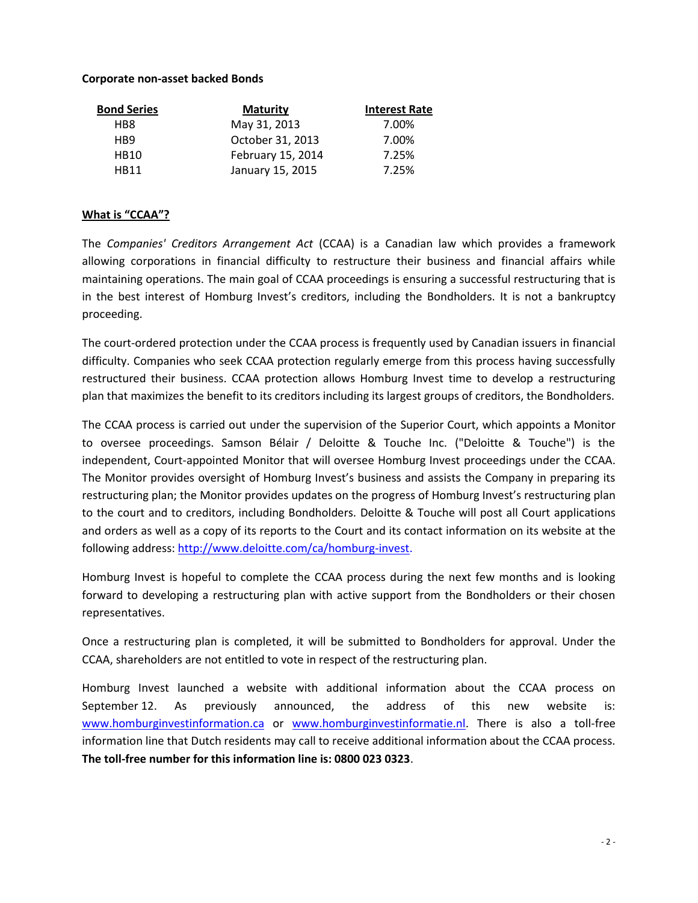**Corporate non-asset backed Bonds**

| Bond Series | Maturity | Interest Rate |
|---|---|---|
| HB8 | May 31, 2013 | 7.00% |
| HB9 | October 31, 2013 | 7.00% |
| HB10 | February 15, 2014 | 7.25% |
| HB11 | January 15, 2015 | 7.25% |

**What is “CCAA”?**

The *Companies' Creditors Arrangement Act* (CCAA) is a Canadian law which provides a framework allowing corporations in financial difficulty to restructure their business and financial affairs while maintaining operations. The main goal of CCAA proceedings is ensuring a successful restructuring that is in the best interest of Homburg Invest’s creditors, including the Bondholders. It is not a bankruptcy proceeding.

The court-ordered protection under the CCAA process is frequently used by Canadian issuers in financial difficulty. Companies who seek CCAA protection regularly emerge from this process having successfully restructured their business. CCAA protection allows Homburg Invest time to develop a restructuring plan that maximizes the benefit to its creditors including its largest groups of creditors, the Bondholders.

The CCAA process is carried out under the supervision of the Superior Court, which appoints a Monitor to oversee proceedings. Samson Bélair / Deloitte & Touche Inc. ("Deloitte & Touche") is the independent, Court-appointed Monitor that will oversee Homburg Invest proceedings under the CCAA. The Monitor provides oversight of Homburg Invest’s business and assists the Company in preparing its restructuring plan; the Monitor provides updates on the progress of Homburg Invest’s restructuring plan to the court and to creditors, including Bondholders. Deloitte & Touche will post all Court applications and orders as well as a copy of its reports to the Court and its contact information on its website at the following address: http://www.deloitte.com/ca/homburg-invest.

Homburg Invest is hopeful to complete the CCAA process during the next few months and is looking forward to developing a restructuring plan with active support from the Bondholders or their chosen representatives.

Once a restructuring plan is completed, it will be submitted to Bondholders for approval. Under the CCAA, shareholders are not entitled to vote in respect of the restructuring plan.

Homburg Invest launched a website with additional information about the CCAA process on September 12. As previously announced, the address of this new website is: www.homburginvestinformation.ca or www.homburginvestinformatie.nl. There is also a toll-free information line that Dutch residents may call to receive additional information about the CCAA process. **The toll-free number for this information line is: 0800 023 0323**.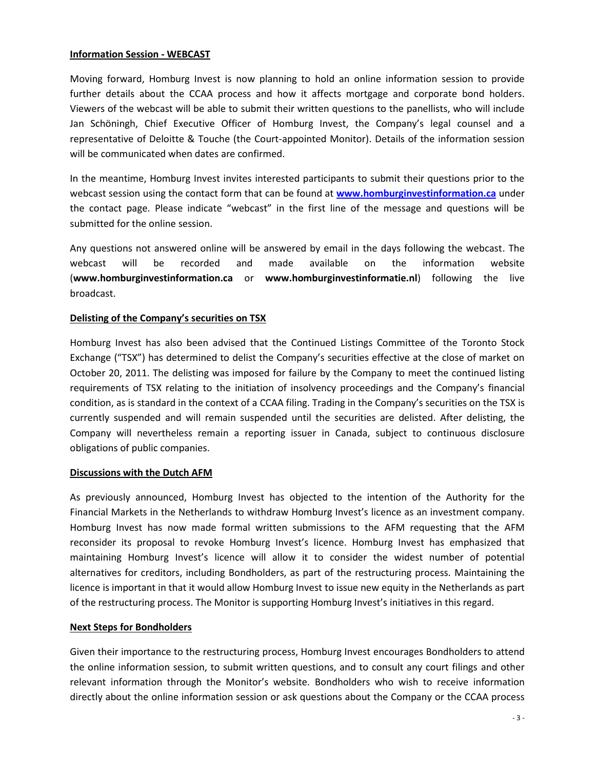**Information Session - WEBCAST**

Moving forward, Homburg Invest is now planning to hold an online information session to provide further details about the CCAA process and how it affects mortgage and corporate bond holders. Viewers of the webcast will be able to submit their written questions to the panellists, who will include Jan Schöningh, Chief Executive Officer of Homburg Invest, the Company's legal counsel and a representative of Deloitte & Touche (the Court-appointed Monitor). Details of the information session will be communicated when dates are confirmed.

In the meantime, Homburg Invest invites interested participants to submit their questions prior to the webcast session using the contact form that can be found at **www.homburginvestinformation.ca** under the contact page. Please indicate "webcast" in the first line of the message and questions will be submitted for the online session.

Any questions not answered online will be answered by email in the days following the webcast. The webcast will be recorded and made available on the information website (**www.homburginvestinformation.ca** or **www.homburginvestinformatie.nl**) following the live broadcast.

**Delisting of the Company's securities on TSX**

Homburg Invest has also been advised that the Continued Listings Committee of the Toronto Stock Exchange ("TSX") has determined to delist the Company's securities effective at the close of market on October 20, 2011. The delisting was imposed for failure by the Company to meet the continued listing requirements of TSX relating to the initiation of insolvency proceedings and the Company's financial condition, as is standard in the context of a CCAA filing. Trading in the Company's securities on the TSX is currently suspended and will remain suspended until the securities are delisted. After delisting, the Company will nevertheless remain a reporting issuer in Canada, subject to continuous disclosure obligations of public companies.

**Discussions with the Dutch AFM**

As previously announced, Homburg Invest has objected to the intention of the Authority for the Financial Markets in the Netherlands to withdraw Homburg Invest's licence as an investment company. Homburg Invest has now made formal written submissions to the AFM requesting that the AFM reconsider its proposal to revoke Homburg Invest's licence. Homburg Invest has emphasized that maintaining Homburg Invest's licence will allow it to consider the widest number of potential alternatives for creditors, including Bondholders, as part of the restructuring process. Maintaining the licence is important in that it would allow Homburg Invest to issue new equity in the Netherlands as part of the restructuring process. The Monitor is supporting Homburg Invest's initiatives in this regard.

**Next Steps for Bondholders**

Given their importance to the restructuring process, Homburg Invest encourages Bondholders to attend the online information session, to submit written questions, and to consult any court filings and other relevant information through the Monitor's website. Bondholders who wish to receive information directly about the online information session or ask questions about the Company or the CCAA process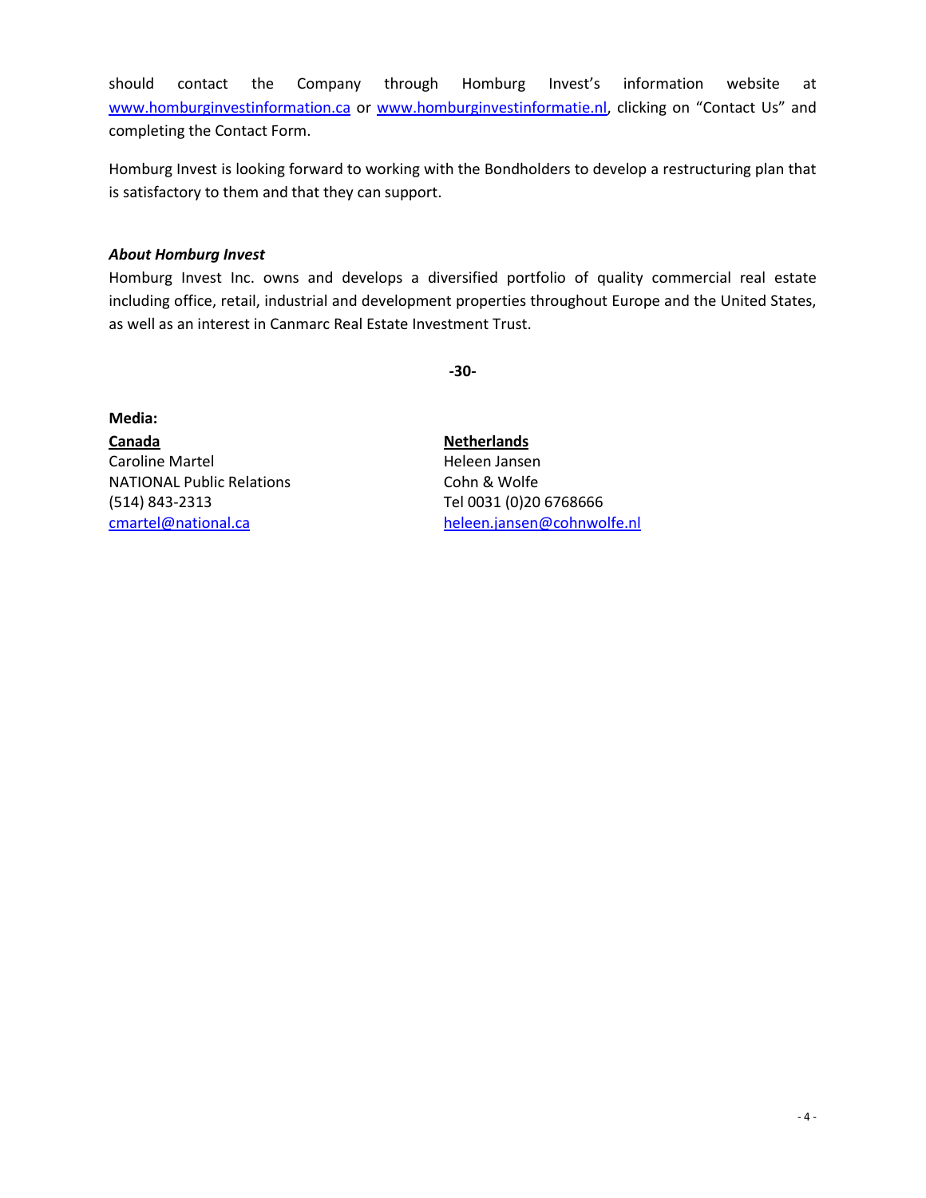should contact the Company through Homburg Invest's information website at www.homburginvestinformation.ca or www.homburginvestinformatie.nl, clicking on "Contact Us" and completing the Contact Form.

Homburg Invest is looking forward to working with the Bondholders to develop a restructuring plan that is satisfactory to them and that they can support.

***About Homburg Invest***

Homburg Invest Inc. owns and develops a diversified portfolio of quality commercial real estate including office, retail, industrial and development properties throughout Europe and the United States, as well as an interest in Canmarc Real Estate Investment Trust.

**-30-**

**Media:**

**Canada**
Caroline Martel
NATIONAL Public Relations
(514) 843-2313
cmartel@national.ca

**Netherlands**
Heleen Jansen
Cohn & Wolfe
Tel 0031 (0)20 6768666
heleen.jansen@cohnwolfe.nl